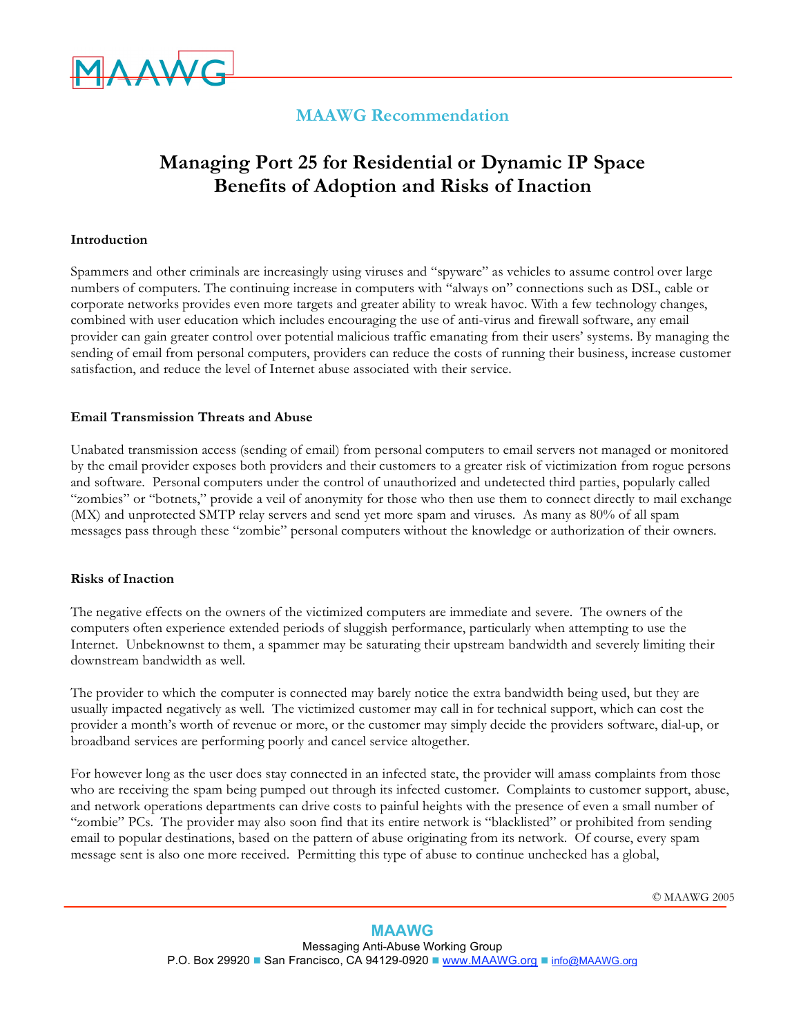MAAWG Recommendation

# Managing Port 25 for Residential or Dynamic IP Space Benefits of Adoption and Risks of Inaction

## Introduction

Spammers and other criminals are increasingly using viruses and "spyware" as vehicles to assume control over large numbers of computers. The continuing increase in computers with "always on" connections such as DSL, cable or corporate networks provides even more targets and greater ability to wreak havoc. With a few technology changes, combined with user education which includes encouraging the use of anti-virus and firewall software, any email provider can gain greater control over potential malicious traffic emanating from their users' systems. By managing the sending of email from personal computers, providers can reduce the costs of running their business, increase customer satisfaction, and reduce the level of Internet abuse associated with their service.

## Email Transmission Threats and Abuse

Unabated transmission access (sending of email) from personal computers to email servers not managed or monitored by the email provider exposes both providers and their customers to a greater risk of victimization from rogue persons and software. Personal computers under the control of unauthorized and undetected third parties, popularly called "zombies" or "botnets," provide a veil of anonymity for those who then use them to connect directly to mail exchange (MX) and unprotected SMTP relay servers and send yet more spam and viruses. As many as 80% of all spam messages pass through these "zombie" personal computers without the knowledge or authorization of their owners.

## Risks of Inaction

The negative effects on the owners of the victimized computers are immediate and severe. The owners of the computers often experience extended periods of sluggish performance, particularly when attempting to use the Internet. Unbeknownst to them, a spammer may be saturating their upstream bandwidth and severely limiting their downstream bandwidth as well.

The provider to which the computer is connected may barely notice the extra bandwidth being used, but they are usually impacted negatively as well. The victimized customer may call in for technical support, which can cost the provider a month's worth of revenue or more, or the customer may simply decide the providers software, dial-up, or broadband services are performing poorly and cancel service altogether.

For however long as the user does stay connected in an infected state, the provider will amass complaints from those who are receiving the spam being pumped out through its infected customer. Complaints to customer support, abuse, and network operations departments can drive costs to painful heights with the presence of even a small number of "zombie" PCs. The provider may also soon find that its entire network is "blacklisted" or prohibited from sending email to popular destinations, based on the pattern of abuse originating from its network. Of course, every spam message sent is also one more received. Permitting this type of abuse to continue unchecked has a global,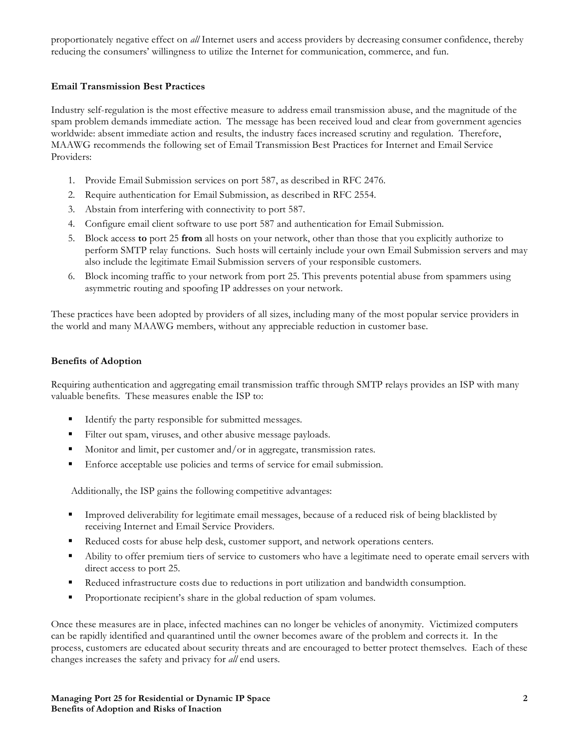proportionately negative effect on *all* Internet users and access providers by decreasing consumer confidence, thereby reducing the consumers' willingness to utilize the Internet for communication, commerce, and fun.

### Email Transmission Best Practices

Industry self-regulation is the most effective measure to address email transmission abuse, and the magnitude of the spam problem demands immediate action. The message has been received loud and clear from government agencies worldwide: absent immediate action and results, the industry faces increased scrutiny and regulation. Therefore, MAAWG recommends the following set of Email Transmission Best Practices for Internet and Email Service Providers:

1. Provide Email Submission services on port 587, as described in RFC 2476.
2. Require authentication for Email Submission, as described in RFC 2554.
3. Abstain from interfering with connectivity to port 587.
4. Configure email client software to use port 587 and authentication for Email Submission.
5. Block access **to** port 25 **from** all hosts on your network, other than those that you explicitly authorize to perform SMTP relay functions. Such hosts will certainly include your own Email Submission servers and may also include the legitimate Email Submission servers of your responsible customers.
6. Block incoming traffic to your network from port 25. This prevents potential abuse from spammers using asymmetric routing and spoofing IP addresses on your network.

These practices have been adopted by providers of all sizes, including many of the most popular service providers in the world and many MAAWG members, without any appreciable reduction in customer base.

### Benefits of Adoption

Requiring authentication and aggregating email transmission traffic through SMTP relays provides an ISP with many valuable benefits. These measures enable the ISP to:

- Identify the party responsible for submitted messages.
- Filter out spam, viruses, and other abusive message payloads.
- Monitor and limit, per customer and/or in aggregate, transmission rates.
- Enforce acceptable use policies and terms of service for email submission.

Additionally, the ISP gains the following competitive advantages:

- Improved deliverability for legitimate email messages, because of a reduced risk of being blacklisted by receiving Internet and Email Service Providers.
- Reduced costs for abuse help desk, customer support, and network operations centers.
- Ability to offer premium tiers of service to customers who have a legitimate need to operate email servers with direct access to port 25.
- Reduced infrastructure costs due to reductions in port utilization and bandwidth consumption.
- Proportionate recipient's share in the global reduction of spam volumes.

Once these measures are in place, infected machines can no longer be vehicles of anonymity. Victimized computers can be rapidly identified and quarantined until the owner becomes aware of the problem and corrects it. In the process, customers are educated about security threats and are encouraged to better protect themselves. Each of these changes increases the safety and privacy for *all* end users.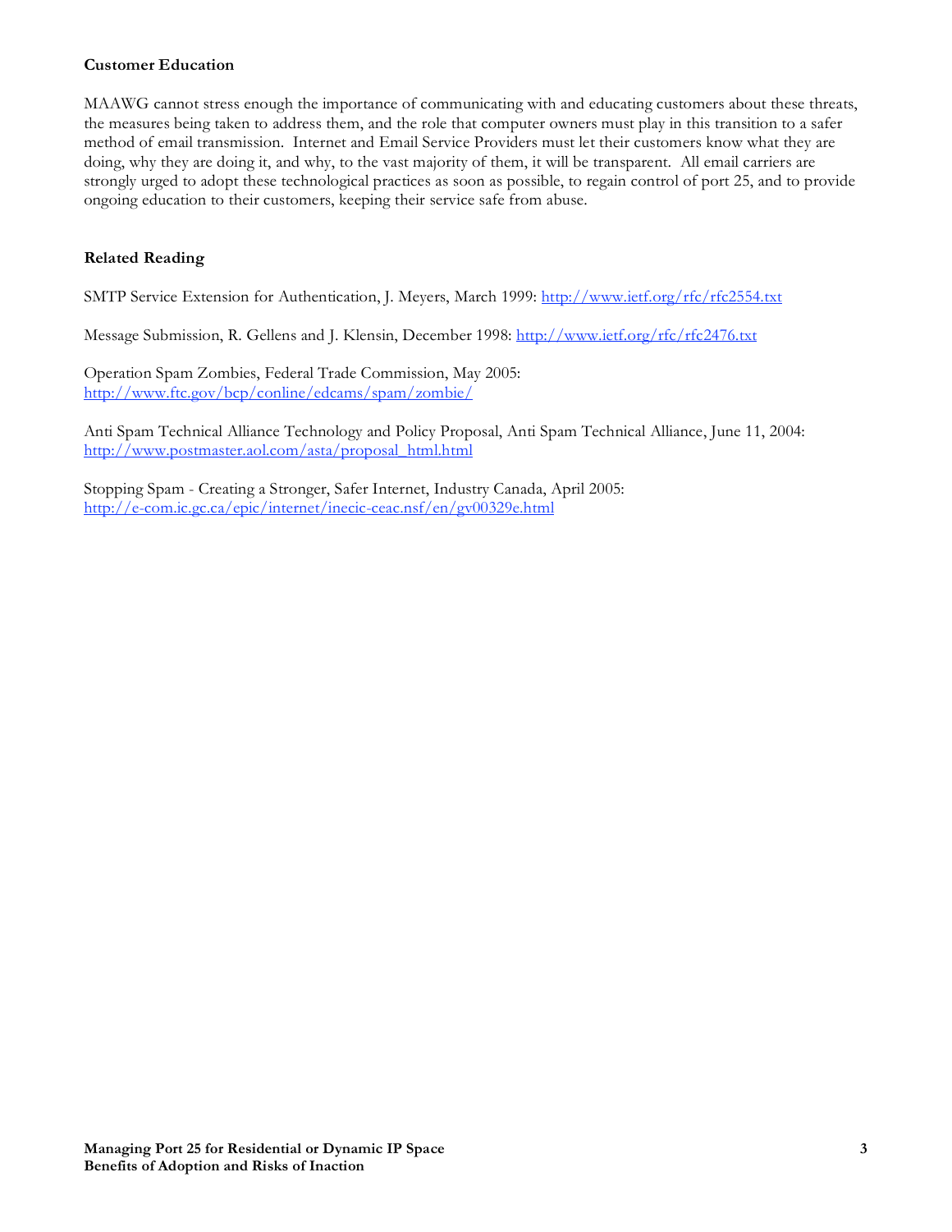### Customer Education

MAAWG cannot stress enough the importance of communicating with and educating customers about these threats, the measures being taken to address them, and the role that computer owners must play in this transition to a safer method of email transmission. Internet and Email Service Providers must let their customers know what they are doing, why they are doing it, and why, to the vast majority of them, it will be transparent. All email carriers are strongly urged to adopt these technological practices as soon as possible, to regain control of port 25, and to provide ongoing education to their customers, keeping their service safe from abuse.

### Related Reading

SMTP Service Extension for Authentication, J. Meyers, March 1999: [http://www.ietf.org/rfc/rfc2554.txt](http://www.ietf.org/rfc/rfc2554.txt)

Message Submission, R. Gellens and J. Klensin, December 1998: [http://www.ietf.org/rfc/rfc2476.txt](http://www.ietf.org/rfc/rfc2476.txt)

Operation Spam Zombies, Federal Trade Commission, May 2005: [http://www.ftc.gov/bcp/conline/edcams/spam/zombie/](http://www.ftc.gov/bcp/conline/edcams/spam/zombie/)

Anti Spam Technical Alliance Technology and Policy Proposal, Anti Spam Technical Alliance, June 11, 2004: [http://www.postmaster.aol.com/asta/proposal_html.html](http://www.postmaster.aol.com/asta/proposal_html.html)

Stopping Spam - Creating a Stronger, Safer Internet, Industry Canada, April 2005: [http://e-com.ic.gc.ca/epic/internet/inecic-ceac.nsf/en/gv00329e.html](http://e-com.ic.gc.ca/epic/internet/inecic-ceac.nsf/en/gv00329e.html)